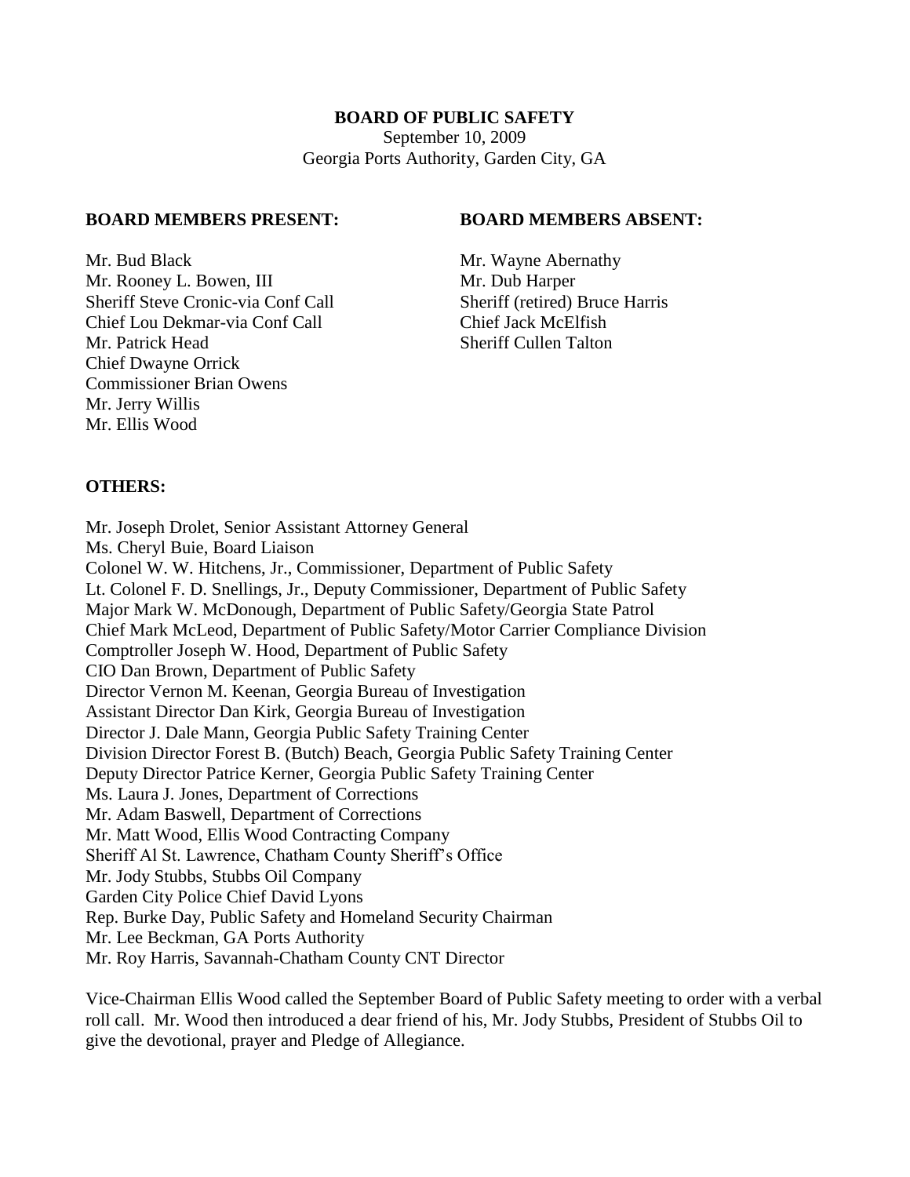**BOARD OF PUBLIC SAFETY**

September 10, 2009

Georgia Ports Authority, Garden City, GA

**BOARD MEMBERS PRESENT:**

Mr. Bud Black
Mr. Rooney L. Bowen, III
Sheriff Steve Cronic-via Conf Call
Chief Lou Dekmar-via Conf Call
Mr. Patrick Head
Chief Dwayne Orrick
Commissioner Brian Owens
Mr. Jerry Willis
Mr. Ellis Wood

**BOARD MEMBERS ABSENT:**

Mr. Wayne Abernathy
Mr. Dub Harper
Sheriff (retired) Bruce Harris
Chief Jack McElfish
Sheriff Cullen Talton

**OTHERS:**

Mr. Joseph Drolet, Senior Assistant Attorney General
Ms. Cheryl Buie, Board Liaison
Colonel W. W. Hitchens, Jr., Commissioner, Department of Public Safety
Lt. Colonel F. D. Snellings, Jr., Deputy Commissioner, Department of Public Safety
Major Mark W. McDonough, Department of Public Safety/Georgia State Patrol
Chief Mark McLeod, Department of Public Safety/Motor Carrier Compliance Division
Comptroller Joseph W. Hood, Department of Public Safety
CIO Dan Brown, Department of Public Safety
Director Vernon M. Keenan, Georgia Bureau of Investigation
Assistant Director Dan Kirk, Georgia Bureau of Investigation
Director J. Dale Mann, Georgia Public Safety Training Center
Division Director Forest B. (Butch) Beach, Georgia Public Safety Training Center
Deputy Director Patrice Kerner, Georgia Public Safety Training Center
Ms. Laura J. Jones, Department of Corrections
Mr. Adam Baswell, Department of Corrections
Mr. Matt Wood, Ellis Wood Contracting Company
Sheriff Al St. Lawrence, Chatham County Sheriff's Office
Mr. Jody Stubbs, Stubbs Oil Company
Garden City Police Chief David Lyons
Rep. Burke Day, Public Safety and Homeland Security Chairman
Mr. Lee Beckman, GA Ports Authority
Mr. Roy Harris, Savannah-Chatham County CNT Director

Vice-Chairman Ellis Wood called the September Board of Public Safety meeting to order with a verbal roll call. Mr. Wood then introduced a dear friend of his, Mr. Jody Stubbs, President of Stubbs Oil to give the devotional, prayer and Pledge of Allegiance.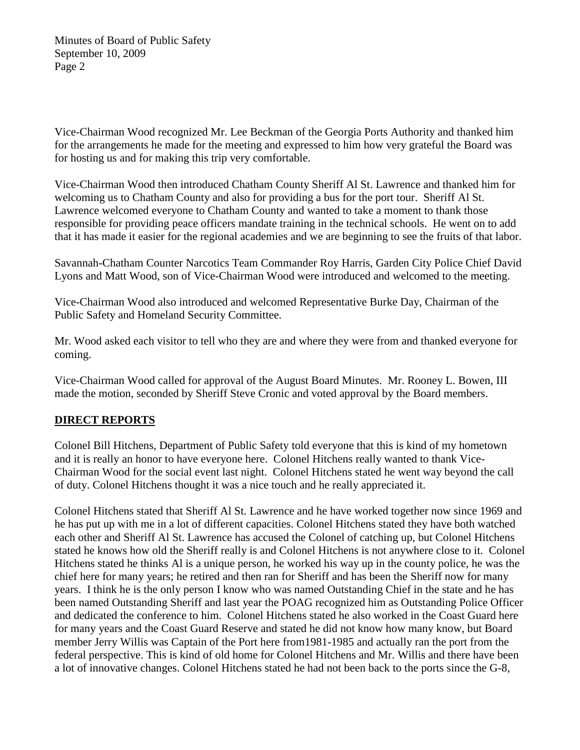Vice-Chairman Wood recognized Mr. Lee Beckman of the Georgia Ports Authority and thanked him for the arrangements he made for the meeting and expressed to him how very grateful the Board was for hosting us and for making this trip very comfortable.

Vice-Chairman Wood then introduced Chatham County Sheriff Al St. Lawrence and thanked him for welcoming us to Chatham County and also for providing a bus for the port tour. Sheriff Al St. Lawrence welcomed everyone to Chatham County and wanted to take a moment to thank those responsible for providing peace officers mandate training in the technical schools. He went on to add that it has made it easier for the regional academies and we are beginning to see the fruits of that labor.

Savannah-Chatham Counter Narcotics Team Commander Roy Harris, Garden City Police Chief David Lyons and Matt Wood, son of Vice-Chairman Wood were introduced and welcomed to the meeting.

Vice-Chairman Wood also introduced and welcomed Representative Burke Day, Chairman of the Public Safety and Homeland Security Committee.

Mr. Wood asked each visitor to tell who they are and where they were from and thanked everyone for coming.

Vice-Chairman Wood called for approval of the August Board Minutes. Mr. Rooney L. Bowen, III made the motion, seconded by Sheriff Steve Cronic and voted approval by the Board members.

## DIRECT REPORTS

Colonel Bill Hitchens, Department of Public Safety told everyone that this is kind of my hometown and it is really an honor to have everyone here. Colonel Hitchens really wanted to thank Vice-Chairman Wood for the social event last night. Colonel Hitchens stated he went way beyond the call of duty. Colonel Hitchens thought it was a nice touch and he really appreciated it.

Colonel Hitchens stated that Sheriff Al St. Lawrence and he have worked together now since 1969 and he has put up with me in a lot of different capacities. Colonel Hitchens stated they have both watched each other and Sheriff Al St. Lawrence has accused the Colonel of catching up, but Colonel Hitchens stated he knows how old the Sheriff really is and Colonel Hitchens is not anywhere close to it. Colonel Hitchens stated he thinks Al is a unique person, he worked his way up in the county police, he was the chief here for many years; he retired and then ran for Sheriff and has been the Sheriff now for many years. I think he is the only person I know who was named Outstanding Chief in the state and he has been named Outstanding Sheriff and last year the POAG recognized him as Outstanding Police Officer and dedicated the conference to him. Colonel Hitchens stated he also worked in the Coast Guard here for many years and the Coast Guard Reserve and stated he did not know how many know, but Board member Jerry Willis was Captain of the Port here from1981-1985 and actually ran the port from the federal perspective. This is kind of old home for Colonel Hitchens and Mr. Willis and there have been a lot of innovative changes. Colonel Hitchens stated he had not been back to the ports since the G-8,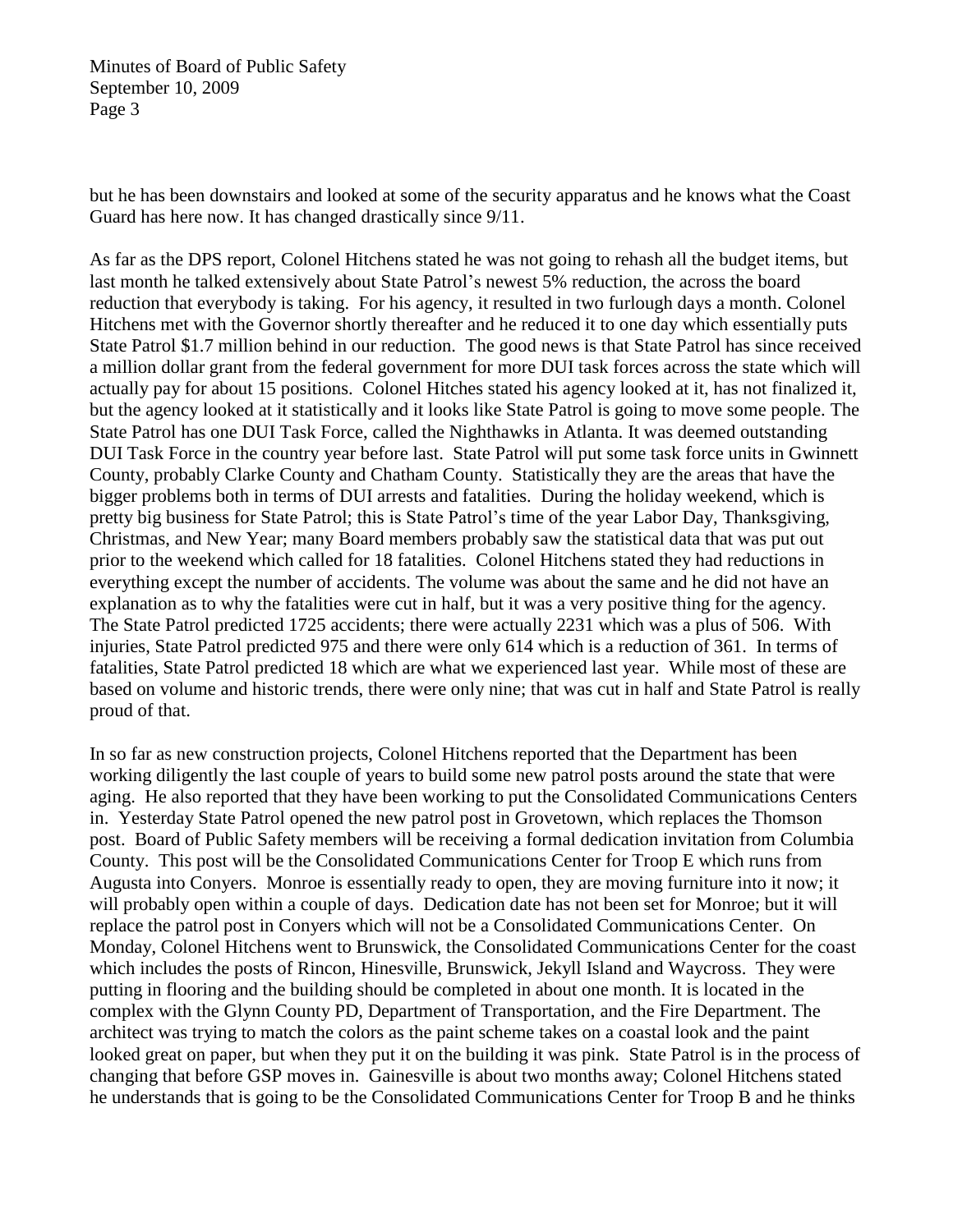but he has been downstairs and looked at some of the security apparatus and he knows what the Coast Guard has here now. It has changed drastically since 9/11.

As far as the DPS report, Colonel Hitchens stated he was not going to rehash all the budget items, but last month he talked extensively about State Patrol's newest 5% reduction, the across the board reduction that everybody is taking. For his agency, it resulted in two furlough days a month. Colonel Hitchens met with the Governor shortly thereafter and he reduced it to one day which essentially puts State Patrol \$1.7 million behind in our reduction. The good news is that State Patrol has since received a million dollar grant from the federal government for more DUI task forces across the state which will actually pay for about 15 positions. Colonel Hitches stated his agency looked at it, has not finalized it, but the agency looked at it statistically and it looks like State Patrol is going to move some people. The State Patrol has one DUI Task Force, called the Nighthawks in Atlanta. It was deemed outstanding DUI Task Force in the country year before last. State Patrol will put some task force units in Gwinnett County, probably Clarke County and Chatham County. Statistically they are the areas that have the bigger problems both in terms of DUI arrests and fatalities. During the holiday weekend, which is pretty big business for State Patrol; this is State Patrol's time of the year Labor Day, Thanksgiving, Christmas, and New Year; many Board members probably saw the statistical data that was put out prior to the weekend which called for 18 fatalities. Colonel Hitchens stated they had reductions in everything except the number of accidents. The volume was about the same and he did not have an explanation as to why the fatalities were cut in half, but it was a very positive thing for the agency. The State Patrol predicted 1725 accidents; there were actually 2231 which was a plus of 506. With injuries, State Patrol predicted 975 and there were only 614 which is a reduction of 361. In terms of fatalities, State Patrol predicted 18 which are what we experienced last year. While most of these are based on volume and historic trends, there were only nine; that was cut in half and State Patrol is really proud of that.

In so far as new construction projects, Colonel Hitchens reported that the Department has been working diligently the last couple of years to build some new patrol posts around the state that were aging. He also reported that they have been working to put the Consolidated Communications Centers in. Yesterday State Patrol opened the new patrol post in Grovetown, which replaces the Thomson post. Board of Public Safety members will be receiving a formal dedication invitation from Columbia County. This post will be the Consolidated Communications Center for Troop E which runs from Augusta into Conyers. Monroe is essentially ready to open, they are moving furniture into it now; it will probably open within a couple of days. Dedication date has not been set for Monroe; but it will replace the patrol post in Conyers which will not be a Consolidated Communications Center. On Monday, Colonel Hitchens went to Brunswick, the Consolidated Communications Center for the coast which includes the posts of Rincon, Hinesville, Brunswick, Jekyll Island and Waycross. They were putting in flooring and the building should be completed in about one month. It is located in the complex with the Glynn County PD, Department of Transportation, and the Fire Department. The architect was trying to match the colors as the paint scheme takes on a coastal look and the paint looked great on paper, but when they put it on the building it was pink. State Patrol is in the process of changing that before GSP moves in. Gainesville is about two months away; Colonel Hitchens stated he understands that is going to be the Consolidated Communications Center for Troop B and he thinks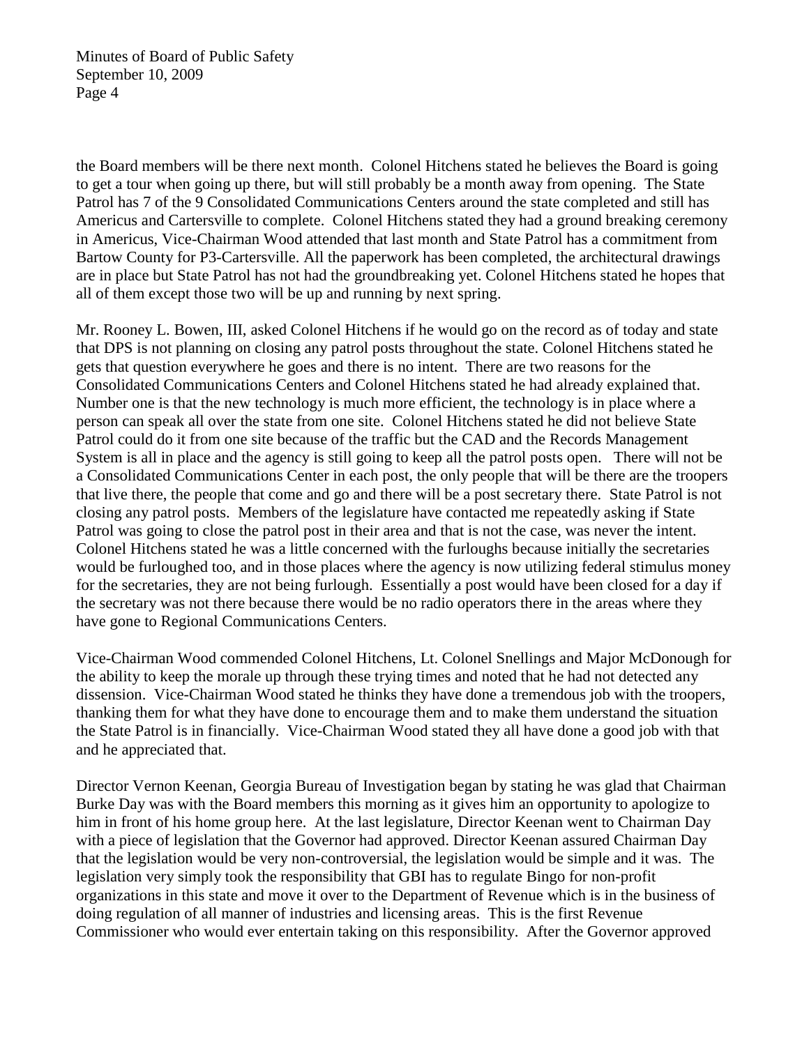the Board members will be there next month. Colonel Hitchens stated he believes the Board is going to get a tour when going up there, but will still probably be a month away from opening. The State Patrol has 7 of the 9 Consolidated Communications Centers around the state completed and still has Americus and Cartersville to complete. Colonel Hitchens stated they had a ground breaking ceremony in Americus, Vice-Chairman Wood attended that last month and State Patrol has a commitment from Bartow County for P3-Cartersville. All the paperwork has been completed, the architectural drawings are in place but State Patrol has not had the groundbreaking yet. Colonel Hitchens stated he hopes that all of them except those two will be up and running by next spring.

Mr. Rooney L. Bowen, III, asked Colonel Hitchens if he would go on the record as of today and state that DPS is not planning on closing any patrol posts throughout the state. Colonel Hitchens stated he gets that question everywhere he goes and there is no intent. There are two reasons for the Consolidated Communications Centers and Colonel Hitchens stated he had already explained that. Number one is that the new technology is much more efficient, the technology is in place where a person can speak all over the state from one site. Colonel Hitchens stated he did not believe State Patrol could do it from one site because of the traffic but the CAD and the Records Management System is all in place and the agency is still going to keep all the patrol posts open. There will not be a Consolidated Communications Center in each post, the only people that will be there are the troopers that live there, the people that come and go and there will be a post secretary there. State Patrol is not closing any patrol posts. Members of the legislature have contacted me repeatedly asking if State Patrol was going to close the patrol post in their area and that is not the case, was never the intent. Colonel Hitchens stated he was a little concerned with the furloughs because initially the secretaries would be furloughed too, and in those places where the agency is now utilizing federal stimulus money for the secretaries, they are not being furlough. Essentially a post would have been closed for a day if the secretary was not there because there would be no radio operators there in the areas where they have gone to Regional Communications Centers.

Vice-Chairman Wood commended Colonel Hitchens, Lt. Colonel Snellings and Major McDonough for the ability to keep the morale up through these trying times and noted that he had not detected any dissension. Vice-Chairman Wood stated he thinks they have done a tremendous job with the troopers, thanking them for what they have done to encourage them and to make them understand the situation the State Patrol is in financially. Vice-Chairman Wood stated they all have done a good job with that and he appreciated that.

Director Vernon Keenan, Georgia Bureau of Investigation began by stating he was glad that Chairman Burke Day was with the Board members this morning as it gives him an opportunity to apologize to him in front of his home group here. At the last legislature, Director Keenan went to Chairman Day with a piece of legislation that the Governor had approved. Director Keenan assured Chairman Day that the legislation would be very non-controversial, the legislation would be simple and it was. The legislation very simply took the responsibility that GBI has to regulate Bingo for non-profit organizations in this state and move it over to the Department of Revenue which is in the business of doing regulation of all manner of industries and licensing areas. This is the first Revenue Commissioner who would ever entertain taking on this responsibility. After the Governor approved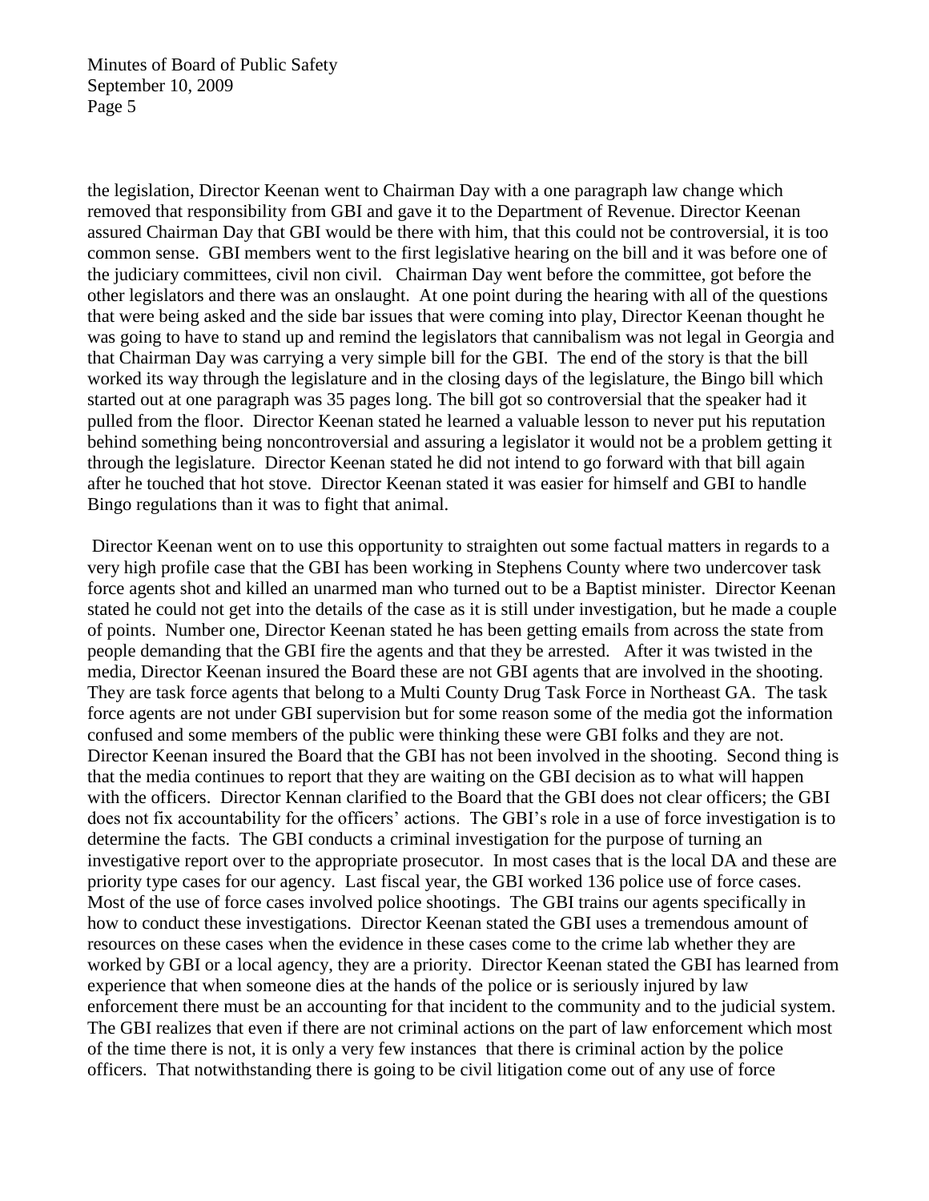the legislation, Director Keenan went to Chairman Day with a one paragraph law change which removed that responsibility from GBI and gave it to the Department of Revenue. Director Keenan assured Chairman Day that GBI would be there with him, that this could not be controversial, it is too common sense. GBI members went to the first legislative hearing on the bill and it was before one of the judiciary committees, civil non civil. Chairman Day went before the committee, got before the other legislators and there was an onslaught. At one point during the hearing with all of the questions that were being asked and the side bar issues that were coming into play, Director Keenan thought he was going to have to stand up and remind the legislators that cannibalism was not legal in Georgia and that Chairman Day was carrying a very simple bill for the GBI. The end of the story is that the bill worked its way through the legislature and in the closing days of the legislature, the Bingo bill which started out at one paragraph was 35 pages long. The bill got so controversial that the speaker had it pulled from the floor. Director Keenan stated he learned a valuable lesson to never put his reputation behind something being noncontroversial and assuring a legislator it would not be a problem getting it through the legislature. Director Keenan stated he did not intend to go forward with that bill again after he touched that hot stove. Director Keenan stated it was easier for himself and GBI to handle Bingo regulations than it was to fight that animal.

Director Keenan went on to use this opportunity to straighten out some factual matters in regards to a very high profile case that the GBI has been working in Stephens County where two undercover task force agents shot and killed an unarmed man who turned out to be a Baptist minister. Director Keenan stated he could not get into the details of the case as it is still under investigation, but he made a couple of points. Number one, Director Keenan stated he has been getting emails from across the state from people demanding that the GBI fire the agents and that they be arrested. After it was twisted in the media, Director Keenan insured the Board these are not GBI agents that are involved in the shooting. They are task force agents that belong to a Multi County Drug Task Force in Northeast GA. The task force agents are not under GBI supervision but for some reason some of the media got the information confused and some members of the public were thinking these were GBI folks and they are not. Director Keenan insured the Board that the GBI has not been involved in the shooting. Second thing is that the media continues to report that they are waiting on the GBI decision as to what will happen with the officers. Director Kennan clarified to the Board that the GBI does not clear officers; the GBI does not fix accountability for the officers' actions. The GBI's role in a use of force investigation is to determine the facts. The GBI conducts a criminal investigation for the purpose of turning an investigative report over to the appropriate prosecutor. In most cases that is the local DA and these are priority type cases for our agency. Last fiscal year, the GBI worked 136 police use of force cases. Most of the use of force cases involved police shootings. The GBI trains our agents specifically in how to conduct these investigations. Director Keenan stated the GBI uses a tremendous amount of resources on these cases when the evidence in these cases come to the crime lab whether they are worked by GBI or a local agency, they are a priority. Director Keenan stated the GBI has learned from experience that when someone dies at the hands of the police or is seriously injured by law enforcement there must be an accounting for that incident to the community and to the judicial system. The GBI realizes that even if there are not criminal actions on the part of law enforcement which most of the time there is not, it is only a very few instances that there is criminal action by the police officers. That notwithstanding there is going to be civil litigation come out of any use of force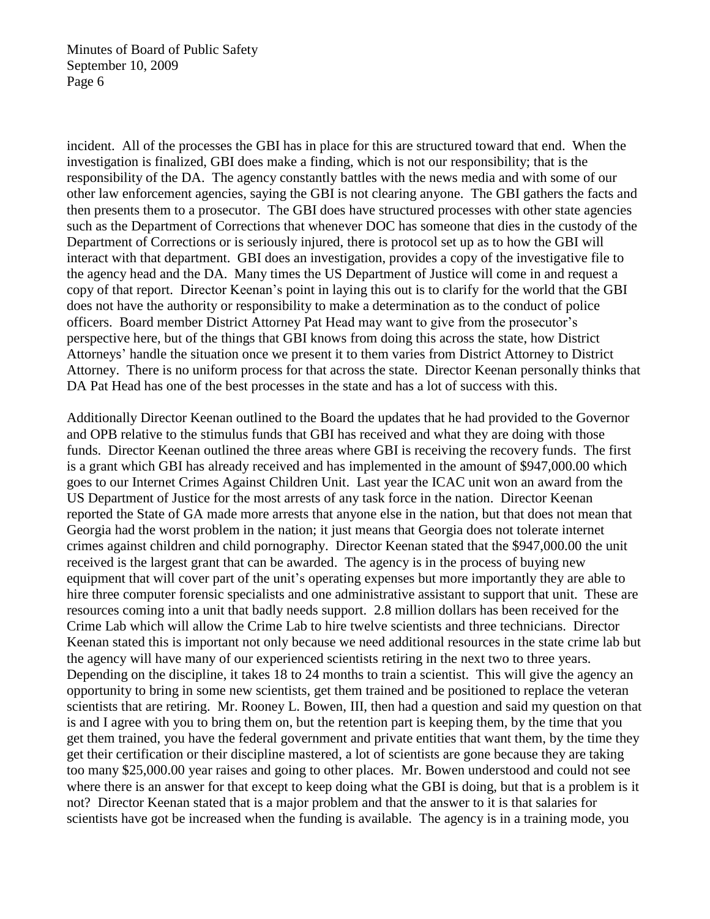incident. All of the processes the GBI has in place for this are structured toward that end. When the investigation is finalized, GBI does make a finding, which is not our responsibility; that is the responsibility of the DA. The agency constantly battles with the news media and with some of our other law enforcement agencies, saying the GBI is not clearing anyone. The GBI gathers the facts and then presents them to a prosecutor. The GBI does have structured processes with other state agencies such as the Department of Corrections that whenever DOC has someone that dies in the custody of the Department of Corrections or is seriously injured, there is protocol set up as to how the GBI will interact with that department. GBI does an investigation, provides a copy of the investigative file to the agency head and the DA. Many times the US Department of Justice will come in and request a copy of that report. Director Keenan's point in laying this out is to clarify for the world that the GBI does not have the authority or responsibility to make a determination as to the conduct of police officers. Board member District Attorney Pat Head may want to give from the prosecutor's perspective here, but of the things that GBI knows from doing this across the state, how District Attorneys' handle the situation once we present it to them varies from District Attorney to District Attorney. There is no uniform process for that across the state. Director Keenan personally thinks that DA Pat Head has one of the best processes in the state and has a lot of success with this.

Additionally Director Keenan outlined to the Board the updates that he had provided to the Governor and OPB relative to the stimulus funds that GBI has received and what they are doing with those funds. Director Keenan outlined the three areas where GBI is receiving the recovery funds. The first is a grant which GBI has already received and has implemented in the amount of $947,000.00 which goes to our Internet Crimes Against Children Unit. Last year the ICAC unit won an award from the US Department of Justice for the most arrests of any task force in the nation. Director Keenan reported the State of GA made more arrests that anyone else in the nation, but that does not mean that Georgia had the worst problem in the nation; it just means that Georgia does not tolerate internet crimes against children and child pornography. Director Keenan stated that the $947,000.00 the unit received is the largest grant that can be awarded. The agency is in the process of buying new equipment that will cover part of the unit's operating expenses but more importantly they are able to hire three computer forensic specialists and one administrative assistant to support that unit. These are resources coming into a unit that badly needs support. 2.8 million dollars has been received for the Crime Lab which will allow the Crime Lab to hire twelve scientists and three technicians. Director Keenan stated this is important not only because we need additional resources in the state crime lab but the agency will have many of our experienced scientists retiring in the next two to three years. Depending on the discipline, it takes 18 to 24 months to train a scientist. This will give the agency an opportunity to bring in some new scientists, get them trained and be positioned to replace the veteran scientists that are retiring. Mr. Rooney L. Bowen, III, then had a question and said my question on that is and I agree with you to bring them on, but the retention part is keeping them, by the time that you get them trained, you have the federal government and private entities that want them, by the time they get their certification or their discipline mastered, a lot of scientists are gone because they are taking too many $25,000.00 year raises and going to other places. Mr. Bowen understood and could not see where there is an answer for that except to keep doing what the GBI is doing, but that is a problem is it not? Director Keenan stated that is a major problem and that the answer to it is that salaries for scientists have got be increased when the funding is available. The agency is in a training mode, you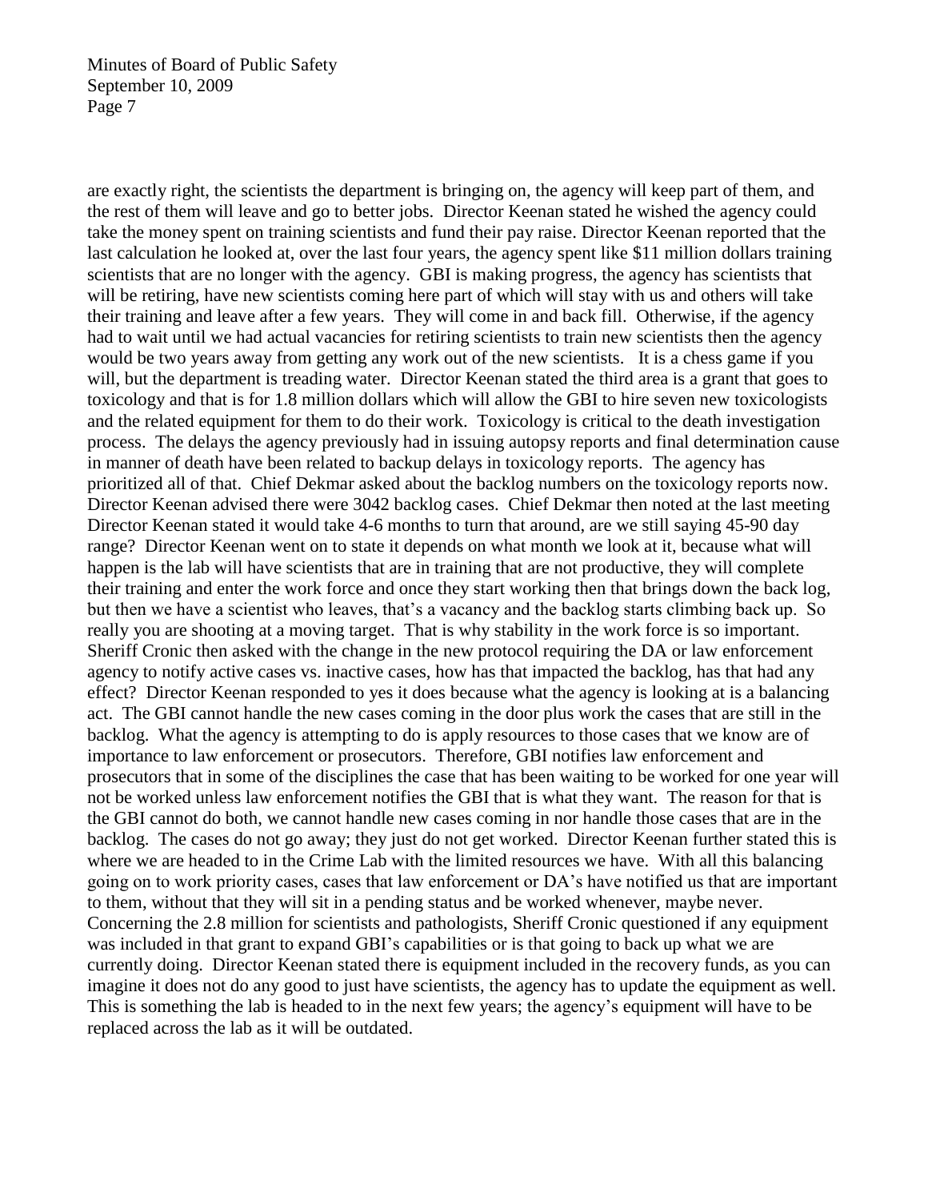are exactly right, the scientists the department is bringing on, the agency will keep part of them, and the rest of them will leave and go to better jobs. Director Keenan stated he wished the agency could take the money spent on training scientists and fund their pay raise. Director Keenan reported that the last calculation he looked at, over the last four years, the agency spent like $11 million dollars training scientists that are no longer with the agency. GBI is making progress, the agency has scientists that will be retiring, have new scientists coming here part of which will stay with us and others will take their training and leave after a few years. They will come in and back fill. Otherwise, if the agency had to wait until we had actual vacancies for retiring scientists to train new scientists then the agency would be two years away from getting any work out of the new scientists. It is a chess game if you will, but the department is treading water. Director Keenan stated the third area is a grant that goes to toxicology and that is for 1.8 million dollars which will allow the GBI to hire seven new toxicologists and the related equipment for them to do their work. Toxicology is critical to the death investigation process. The delays the agency previously had in issuing autopsy reports and final determination cause in manner of death have been related to backup delays in toxicology reports. The agency has prioritized all of that. Chief Dekmar asked about the backlog numbers on the toxicology reports now. Director Keenan advised there were 3042 backlog cases. Chief Dekmar then noted at the last meeting Director Keenan stated it would take 4-6 months to turn that around, are we still saying 45-90 day range? Director Keenan went on to state it depends on what month we look at it, because what will happen is the lab will have scientists that are in training that are not productive, they will complete their training and enter the work force and once they start working then that brings down the back log, but then we have a scientist who leaves, that's a vacancy and the backlog starts climbing back up. So really you are shooting at a moving target. That is why stability in the work force is so important. Sheriff Cronic then asked with the change in the new protocol requiring the DA or law enforcement agency to notify active cases vs. inactive cases, how has that impacted the backlog, has that had any effect? Director Keenan responded to yes it does because what the agency is looking at is a balancing act. The GBI cannot handle the new cases coming in the door plus work the cases that are still in the backlog. What the agency is attempting to do is apply resources to those cases that we know are of importance to law enforcement or prosecutors. Therefore, GBI notifies law enforcement and prosecutors that in some of the disciplines the case that has been waiting to be worked for one year will not be worked unless law enforcement notifies the GBI that is what they want. The reason for that is the GBI cannot do both, we cannot handle new cases coming in nor handle those cases that are in the backlog. The cases do not go away; they just do not get worked. Director Keenan further stated this is where we are headed to in the Crime Lab with the limited resources we have. With all this balancing going on to work priority cases, cases that law enforcement or DA's have notified us that are important to them, without that they will sit in a pending status and be worked whenever, maybe never. Concerning the 2.8 million for scientists and pathologists, Sheriff Cronic questioned if any equipment was included in that grant to expand GBI's capabilities or is that going to back up what we are currently doing. Director Keenan stated there is equipment included in the recovery funds, as you can imagine it does not do any good to just have scientists, the agency has to update the equipment as well. This is something the lab is headed to in the next few years; the agency's equipment will have to be replaced across the lab as it will be outdated.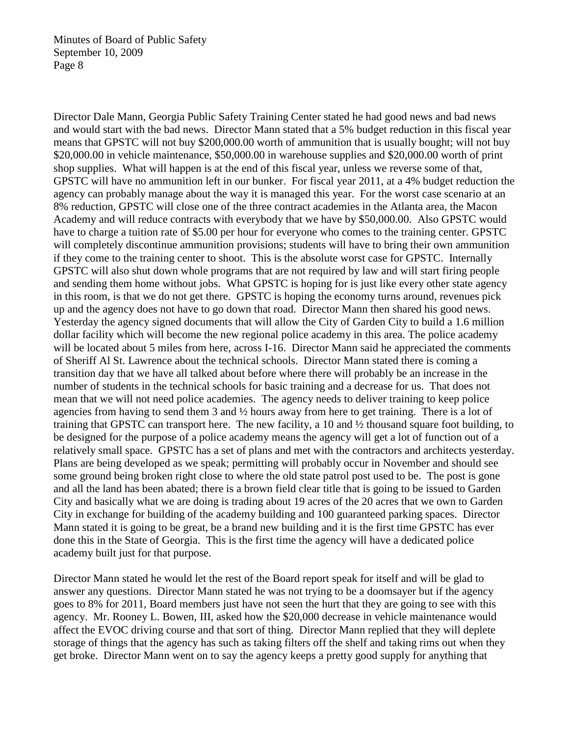Director Dale Mann, Georgia Public Safety Training Center stated he had good news and bad news and would start with the bad news. Director Mann stated that a 5% budget reduction in this fiscal year means that GPSTC will not buy $200,000.00 worth of ammunition that is usually bought; will not buy $20,000.00 in vehicle maintenance, $50,000.00 in warehouse supplies and $20,000.00 worth of print shop supplies. What will happen is at the end of this fiscal year, unless we reverse some of that, GPSTC will have no ammunition left in our bunker. For fiscal year 2011, at a 4% budget reduction the agency can probably manage about the way it is managed this year. For the worst case scenario at an 8% reduction, GPSTC will close one of the three contract academies in the Atlanta area, the Macon Academy and will reduce contracts with everybody that we have by $50,000.00. Also GPSTC would have to charge a tuition rate of $5.00 per hour for everyone who comes to the training center. GPSTC will completely discontinue ammunition provisions; students will have to bring their own ammunition if they come to the training center to shoot. This is the absolute worst case for GPSTC. Internally GPSTC will also shut down whole programs that are not required by law and will start firing people and sending them home without jobs. What GPSTC is hoping for is just like every other state agency in this room, is that we do not get there. GPSTC is hoping the economy turns around, revenues pick up and the agency does not have to go down that road. Director Mann then shared his good news. Yesterday the agency signed documents that will allow the City of Garden City to build a 1.6 million dollar facility which will become the new regional police academy in this area. The police academy will be located about 5 miles from here, across I-16. Director Mann said he appreciated the comments of Sheriff Al St. Lawrence about the technical schools. Director Mann stated there is coming a transition day that we have all talked about before where there will probably be an increase in the number of students in the technical schools for basic training and a decrease for us. That does not mean that we will not need police academies. The agency needs to deliver training to keep police agencies from having to send them 3 and ½ hours away from here to get training. There is a lot of training that GPSTC can transport here. The new facility, a 10 and ½ thousand square foot building, to be designed for the purpose of a police academy means the agency will get a lot of function out of a relatively small space. GPSTC has a set of plans and met with the contractors and architects yesterday. Plans are being developed as we speak; permitting will probably occur in November and should see some ground being broken right close to where the old state patrol post used to be. The post is gone and all the land has been abated; there is a brown field clear title that is going to be issued to Garden City and basically what we are doing is trading about 19 acres of the 20 acres that we own to Garden City in exchange for building of the academy building and 100 guaranteed parking spaces. Director Mann stated it is going to be great, be a brand new building and it is the first time GPSTC has ever done this in the State of Georgia. This is the first time the agency will have a dedicated police academy built just for that purpose.

Director Mann stated he would let the rest of the Board report speak for itself and will be glad to answer any questions. Director Mann stated he was not trying to be a doomsayer but if the agency goes to 8% for 2011, Board members just have not seen the hurt that they are going to see with this agency. Mr. Rooney L. Bowen, III, asked how the $20,000 decrease in vehicle maintenance would affect the EVOC driving course and that sort of thing. Director Mann replied that they will deplete storage of things that the agency has such as taking filters off the shelf and taking rims out when they get broke. Director Mann went on to say the agency keeps a pretty good supply for anything that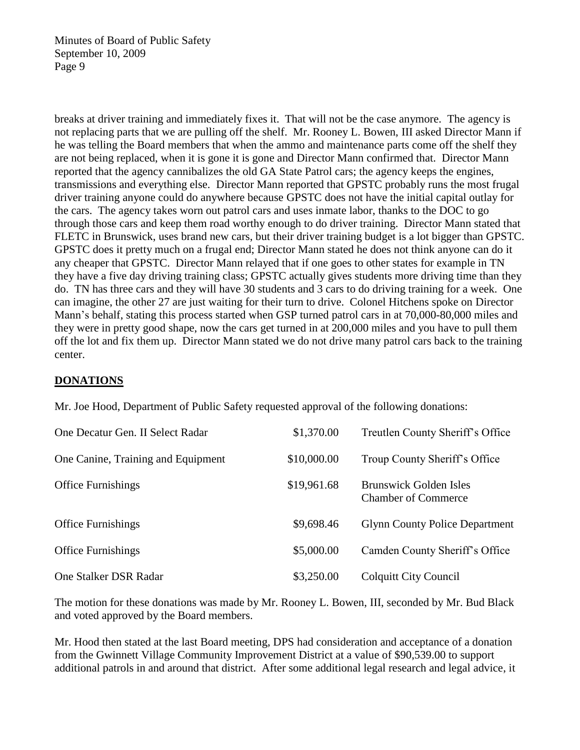breaks at driver training and immediately fixes it. That will not be the case anymore. The agency is not replacing parts that we are pulling off the shelf. Mr. Rooney L. Bowen, III asked Director Mann if he was telling the Board members that when the ammo and maintenance parts come off the shelf they are not being replaced, when it is gone it is gone and Director Mann confirmed that. Director Mann reported that the agency cannibalizes the old GA State Patrol cars; the agency keeps the engines, transmissions and everything else. Director Mann reported that GPSTC probably runs the most frugal driver training anyone could do anywhere because GPSTC does not have the initial capital outlay for the cars. The agency takes worn out patrol cars and uses inmate labor, thanks to the DOC to go through those cars and keep them road worthy enough to do driver training. Director Mann stated that FLETC in Brunswick, uses brand new cars, but their driver training budget is a lot bigger than GPSTC. GPSTC does it pretty much on a frugal end; Director Mann stated he does not think anyone can do it any cheaper that GPSTC. Director Mann relayed that if one goes to other states for example in TN they have a five day driving training class; GPSTC actually gives students more driving time than they do. TN has three cars and they will have 30 students and 3 cars to do driving training for a week. One can imagine, the other 27 are just waiting for their turn to drive. Colonel Hitchens spoke on Director Mann's behalf, stating this process started when GSP turned patrol cars in at 70,000-80,000 miles and they were in pretty good shape, now the cars get turned in at 200,000 miles and you have to pull them off the lot and fix them up. Director Mann stated we do not drive many patrol cars back to the training center.

## DONATIONS

Mr. Joe Hood, Department of Public Safety requested approval of the following donations:

| | | |
|---|---|---|
| One Decatur Gen. II Select Radar | $1,370.00 | Treutlen County Sheriff's Office |
| One Canine, Training and Equipment | $10,000.00 | Troup County Sheriff's Office |
| Office Furnishings | $19,961.68 | Brunswick Golden Isles Chamber of Commerce |
| Office Furnishings | $9,698.46 | Glynn County Police Department |
| Office Furnishings | $5,000.00 | Camden County Sheriff's Office |
| One Stalker DSR Radar | $3,250.00 | Colquitt City Council |

The motion for these donations was made by Mr. Rooney L. Bowen, III, seconded by Mr. Bud Black and voted approved by the Board members.

Mr. Hood then stated at the last Board meeting, DPS had consideration and acceptance of a donation from the Gwinnett Village Community Improvement District at a value of $90,539.00 to support additional patrols in and around that district. After some additional legal research and legal advice, it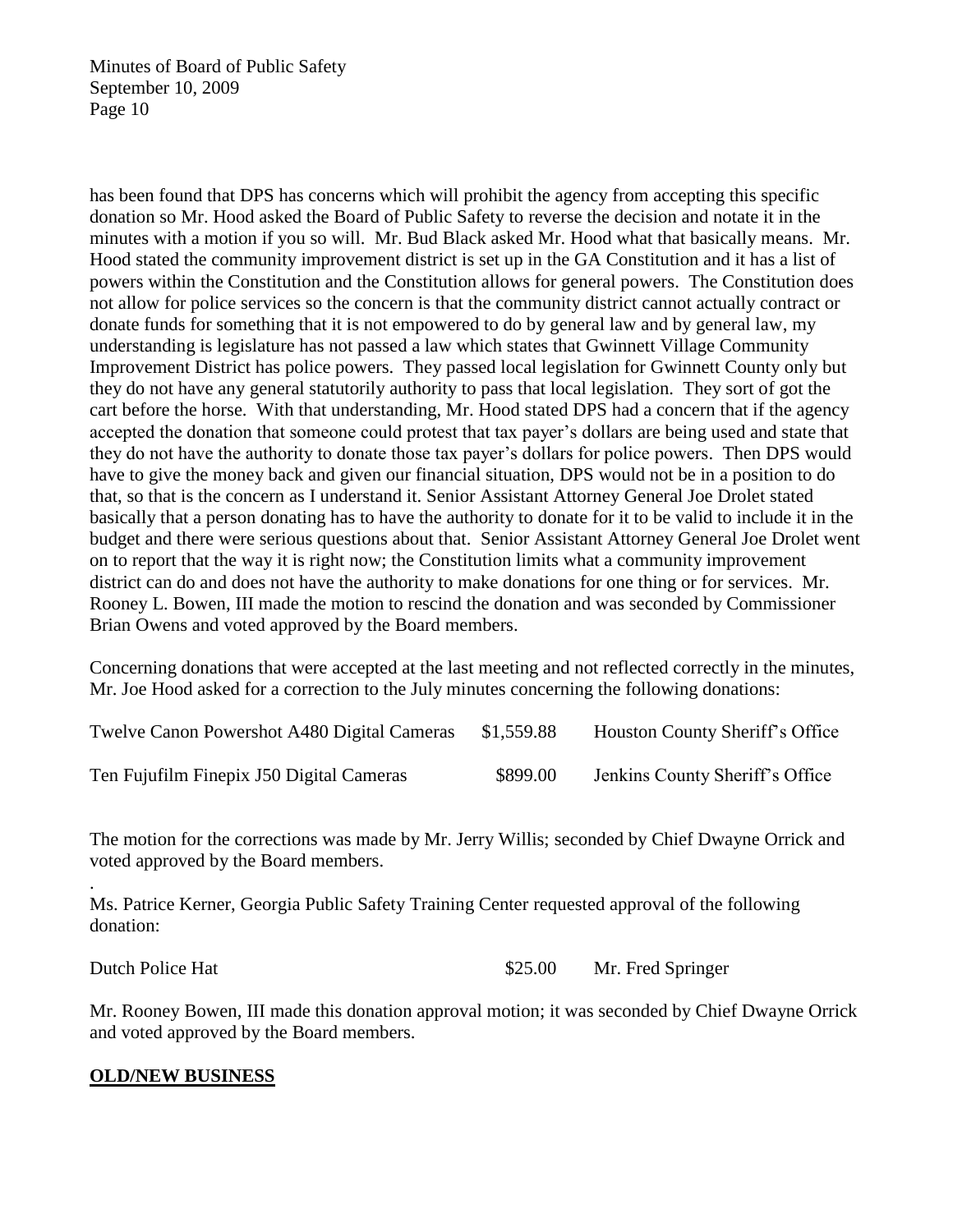has been found that DPS has concerns which will prohibit the agency from accepting this specific donation so Mr. Hood asked the Board of Public Safety to reverse the decision and notate it in the minutes with a motion if you so will. Mr. Bud Black asked Mr. Hood what that basically means. Mr. Hood stated the community improvement district is set up in the GA Constitution and it has a list of powers within the Constitution and the Constitution allows for general powers. The Constitution does not allow for police services so the concern is that the community district cannot actually contract or donate funds for something that it is not empowered to do by general law and by general law, my understanding is legislature has not passed a law which states that Gwinnett Village Community Improvement District has police powers. They passed local legislation for Gwinnett County only but they do not have any general statutorily authority to pass that local legislation. They sort of got the cart before the horse. With that understanding, Mr. Hood stated DPS had a concern that if the agency accepted the donation that someone could protest that tax payer's dollars are being used and state that they do not have the authority to donate those tax payer's dollars for police powers. Then DPS would have to give the money back and given our financial situation, DPS would not be in a position to do that, so that is the concern as I understand it. Senior Assistant Attorney General Joe Drolet stated basically that a person donating has to have the authority to donate for it to be valid to include it in the budget and there were serious questions about that. Senior Assistant Attorney General Joe Drolet went on to report that the way it is right now; the Constitution limits what a community improvement district can do and does not have the authority to make donations for one thing or for services. Mr. Rooney L. Bowen, III made the motion to rescind the donation and was seconded by Commissioner Brian Owens and voted approved by the Board members.

Concerning donations that were accepted at the last meeting and not reflected correctly in the minutes, Mr. Joe Hood asked for a correction to the July minutes concerning the following donations:

| | | |
|---|---|---|
| Twelve Canon Powershot A480 Digital Cameras | $1,559.88 | Houston County Sheriff's Office |
| Ten Fujufilm Finepix J50 Digital Cameras | $899.00 | Jenkins County Sheriff's Office |

The motion for the corrections was made by Mr. Jerry Willis; seconded by Chief Dwayne Orrick and voted approved by the Board members.

.

Ms. Patrice Kerner, Georgia Public Safety Training Center requested approval of the following donation:

| | | |
|---|---|---|
| Dutch Police Hat | $25.00 | Mr. Fred Springer |

Mr. Rooney Bowen, III made this donation approval motion; it was seconded by Chief Dwayne Orrick and voted approved by the Board members.

**OLD/NEW BUSINESS**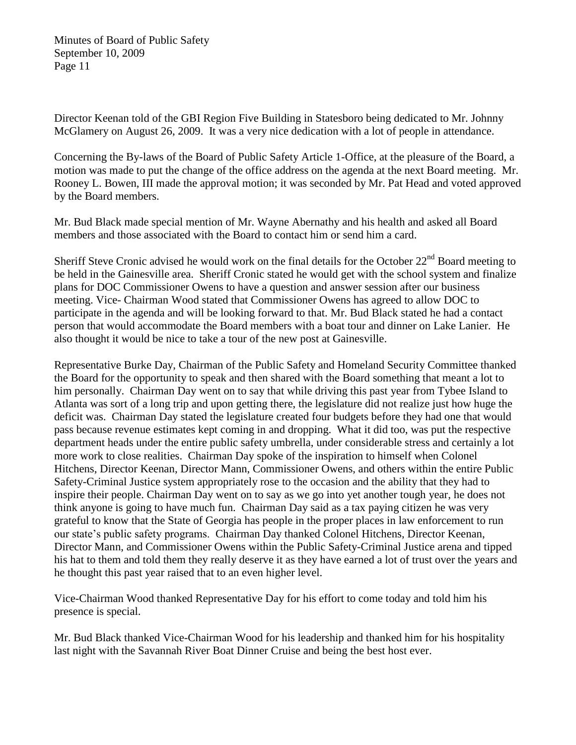Director Keenan told of the GBI Region Five Building in Statesboro being dedicated to Mr. Johnny McGlamery on August 26, 2009. It was a very nice dedication with a lot of people in attendance.

Concerning the By-laws of the Board of Public Safety Article 1-Office, at the pleasure of the Board, a motion was made to put the change of the office address on the agenda at the next Board meeting. Mr. Rooney L. Bowen, III made the approval motion; it was seconded by Mr. Pat Head and voted approved by the Board members.

Mr. Bud Black made special mention of Mr. Wayne Abernathy and his health and asked all Board members and those associated with the Board to contact him or send him a card.

Sheriff Steve Cronic advised he would work on the final details for the October 22nd Board meeting to be held in the Gainesville area. Sheriff Cronic stated he would get with the school system and finalize plans for DOC Commissioner Owens to have a question and answer session after our business meeting. Vice- Chairman Wood stated that Commissioner Owens has agreed to allow DOC to participate in the agenda and will be looking forward to that. Mr. Bud Black stated he had a contact person that would accommodate the Board members with a boat tour and dinner on Lake Lanier. He also thought it would be nice to take a tour of the new post at Gainesville.

Representative Burke Day, Chairman of the Public Safety and Homeland Security Committee thanked the Board for the opportunity to speak and then shared with the Board something that meant a lot to him personally. Chairman Day went on to say that while driving this past year from Tybee Island to Atlanta was sort of a long trip and upon getting there, the legislature did not realize just how huge the deficit was. Chairman Day stated the legislature created four budgets before they had one that would pass because revenue estimates kept coming in and dropping. What it did too, was put the respective department heads under the entire public safety umbrella, under considerable stress and certainly a lot more work to close realities. Chairman Day spoke of the inspiration to himself when Colonel Hitchens, Director Keenan, Director Mann, Commissioner Owens, and others within the entire Public Safety-Criminal Justice system appropriately rose to the occasion and the ability that they had to inspire their people. Chairman Day went on to say as we go into yet another tough year, he does not think anyone is going to have much fun. Chairman Day said as a tax paying citizen he was very grateful to know that the State of Georgia has people in the proper places in law enforcement to run our state's public safety programs. Chairman Day thanked Colonel Hitchens, Director Keenan, Director Mann, and Commissioner Owens within the Public Safety-Criminal Justice arena and tipped his hat to them and told them they really deserve it as they have earned a lot of trust over the years and he thought this past year raised that to an even higher level.

Vice-Chairman Wood thanked Representative Day for his effort to come today and told him his presence is special.

Mr. Bud Black thanked Vice-Chairman Wood for his leadership and thanked him for his hospitality last night with the Savannah River Boat Dinner Cruise and being the best host ever.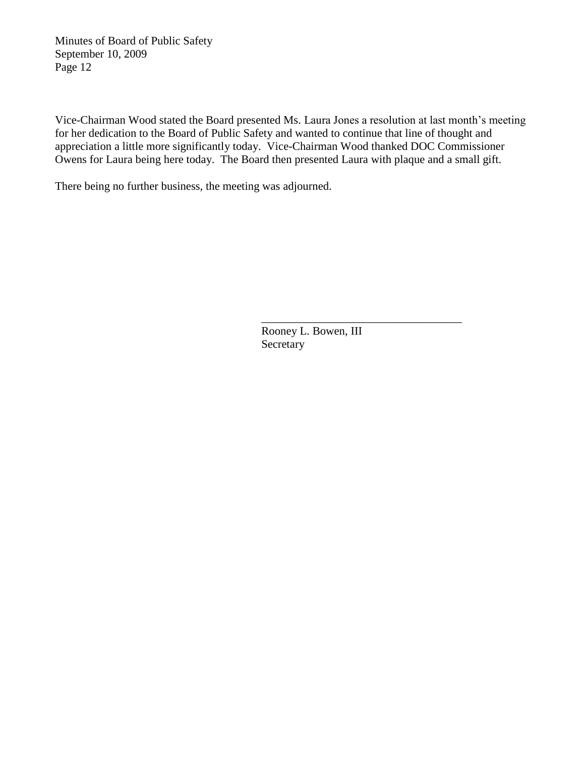Vice-Chairman Wood stated the Board presented Ms. Laura Jones a resolution at last month's meeting for her dedication to the Board of Public Safety and wanted to continue that line of thought and appreciation a little more significantly today. Vice-Chairman Wood thanked DOC Commissioner Owens for Laura being here today. The Board then presented Laura with plaque and a small gift.

There being no further business, the meeting was adjourned.

\_\_\_\_\_\_\_\_\_\_\_\_\_\_\_\_\_\_\_\_\_\_\_\_\_\_\_\_\_\_\_\_\_\_\_\_

Rooney L. Bowen, III
Secretary